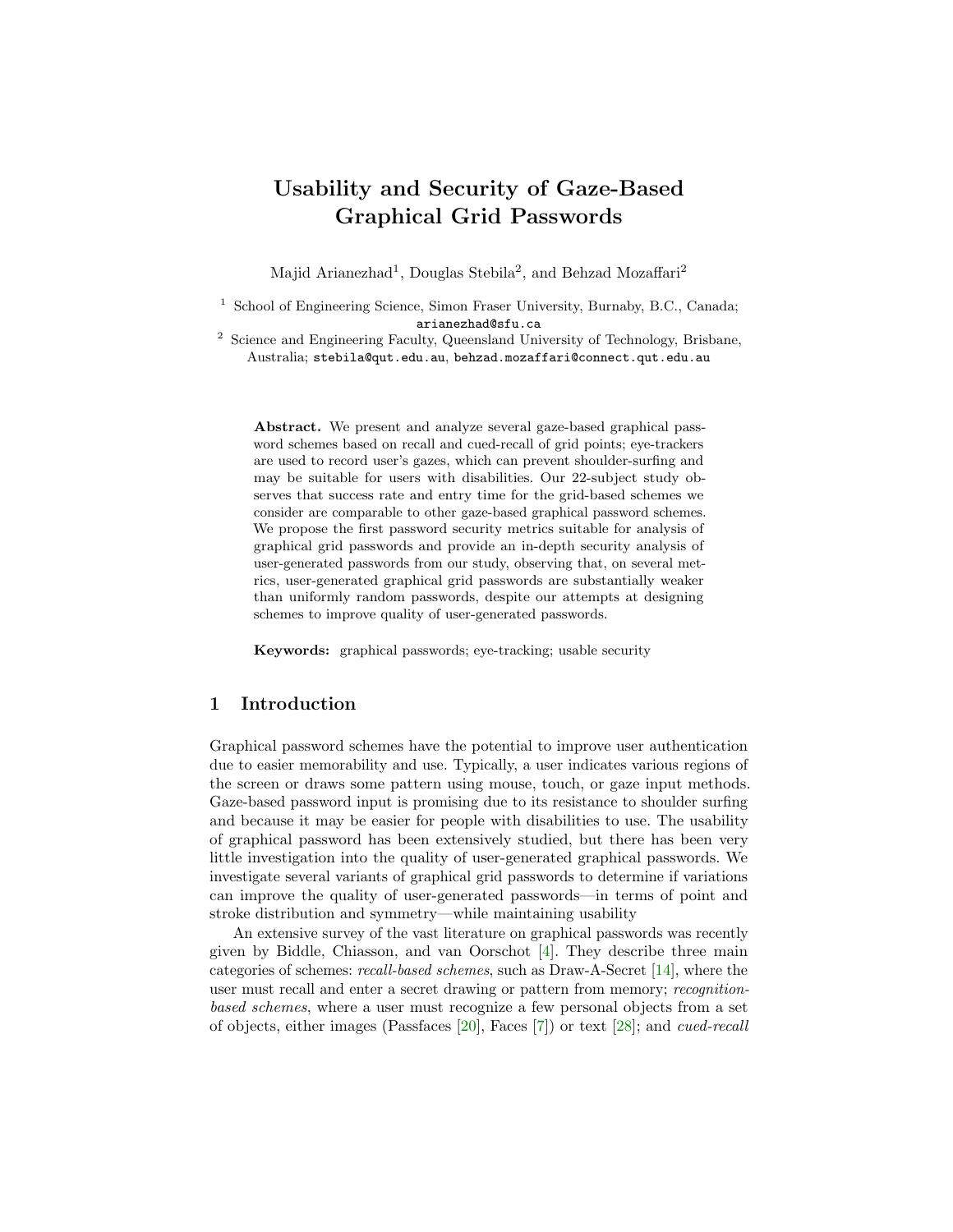# Usability and Security of Gaze-Based Graphical Grid Passwords

Majid Arianezhad[1], Douglas Stebila[2], and Behzad Mozaffari[2]

[1] School of Engineering Science, Simon Fraser University, Burnaby, B.C., Canada; arianezhad@sfu.ca

[2] Science and Engineering Faculty, Queensland University of Technology, Brisbane, Australia; stebila@qut.edu.au, behzad.mozaffari@connect.qut.edu.au

**Abstract.** We present and analyze several gaze-based graphical password schemes based on recall and cued-recall of grid points; eye-trackers are used to record user's gazes, which can prevent shoulder-surfing and may be suitable for users with disabilities. Our 22-subject study observes that success rate and entry time for the grid-based schemes we consider are comparable to other gaze-based graphical password schemes. We propose the first password security metrics suitable for analysis of graphical grid passwords and provide an in-depth security analysis of user-generated passwords from our study, observing that, on several metrics, user-generated graphical grid passwords are substantially weaker than uniformly random passwords, despite our attempts at designing schemes to improve quality of user-generated passwords.

**Keywords:** graphical passwords; eye-tracking; usable security

## 1 Introduction

Graphical password schemes have the potential to improve user authentication due to easier memorability and use. Typically, a user indicates various regions of the screen or draws some pattern using mouse, touch, or gaze input methods. Gaze-based password input is promising due to its resistance to shoulder surfing and because it may be easier for people with disabilities to use. The usability of graphical password has been extensively studied, but there has been very little investigation into the quality of user-generated graphical passwords. We investigate several variants of graphical grid passwords to determine if variations can improve the quality of user-generated passwords—in terms of point and stroke distribution and symmetry—while maintaining usability

An extensive survey of the vast literature on graphical passwords was recently given by Biddle, Chiasson, and van Oorschot [4]. They describe three main categories of schemes: *recall-based schemes*, such as Draw-A-Secret [14], where the user must recall and enter a secret drawing or pattern from memory; *recognition-based schemes*, where a user must recognize a few personal objects from a set of objects, either images (Passfaces [20], Faces [7]) or text [28]; and *cued-recall*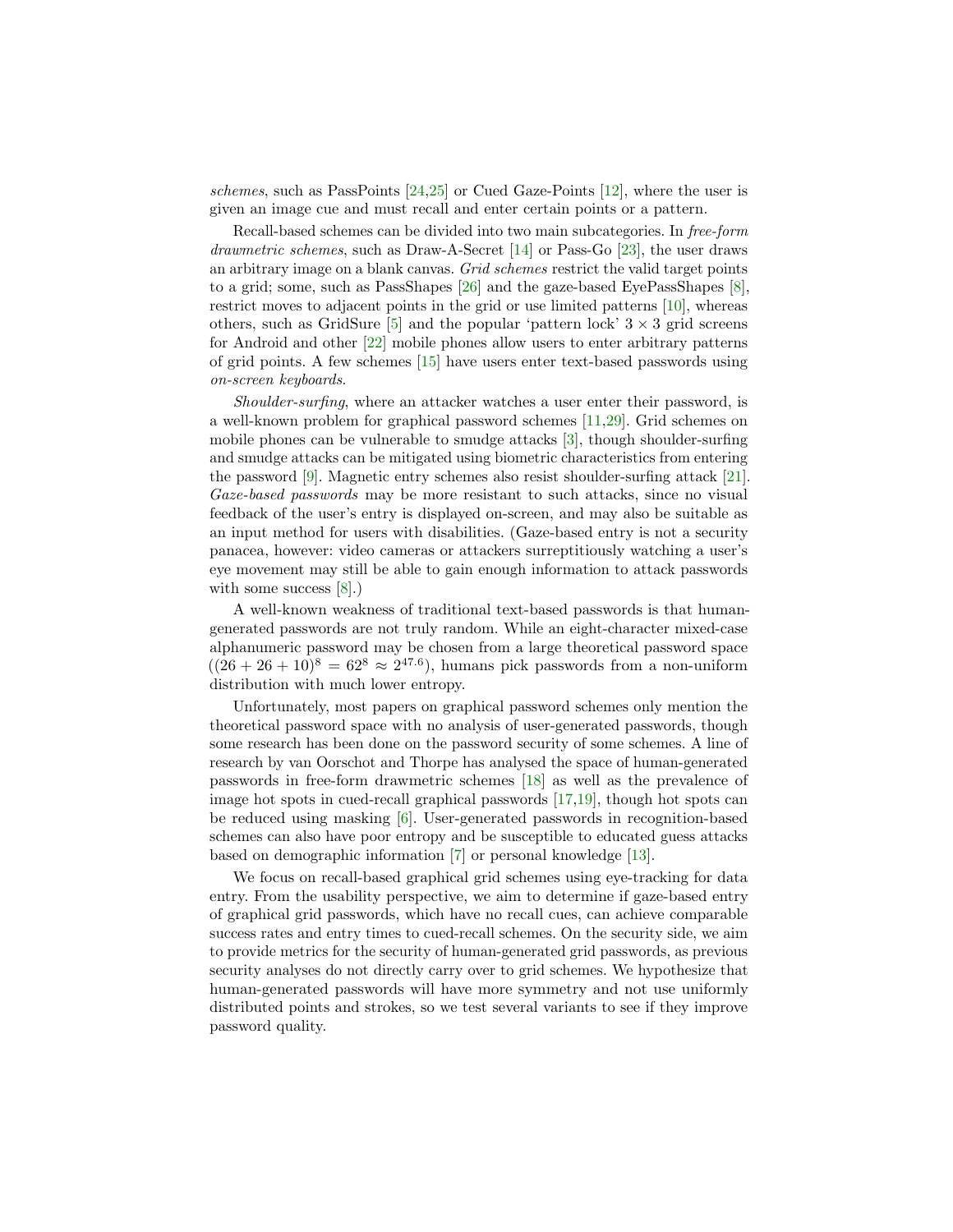*schemes*, such as PassPoints [24,25] or Cued Gaze-Points [12], where the user is given an image cue and must recall and enter certain points or a pattern.

Recall-based schemes can be divided into two main subcategories. In *free-form drawmetric schemes*, such as Draw-A-Secret [14] or Pass-Go [23], the user draws an arbitrary image on a blank canvas. *Grid schemes* restrict the valid target points to a grid; some, such as PassShapes [26] and the gaze-based EyePassShapes [8], restrict moves to adjacent points in the grid or use limited patterns [10], whereas others, such as GridSure [5] and the popular 'pattern lock' $3 \times 3$ grid screens for Android and other [22] mobile phones allow users to enter arbitrary patterns of grid points. A few schemes [15] have users enter text-based passwords using *on-screen keyboards*.

*Shoulder-surfing*, where an attacker watches a user enter their password, is a well-known problem for graphical password schemes [11,29]. Grid schemes on mobile phones can be vulnerable to smudge attacks [3], though shoulder-surfing and smudge attacks can be mitigated using biometric characteristics from entering the password [9]. Magnetic entry schemes also resist shoulder-surfing attack [21]. *Gaze-based passwords* may be more resistant to such attacks, since no visual feedback of the user's entry is displayed on-screen, and may also be suitable as an input method for users with disabilities. (Gaze-based entry is not a security panacea, however: video cameras or attackers surreptitiously watching a user's eye movement may still be able to gain enough information to attack passwords with some success [8].)

A well-known weakness of traditional text-based passwords is that human-generated passwords are not truly random. While an eight-character mixed-case alphanumeric password may be chosen from a large theoretical password space ($(26 + 26 + 10)^8 = 62^8 \approx 2^{47.6}$), humans pick passwords from a non-uniform distribution with much lower entropy.

Unfortunately, most papers on graphical password schemes only mention the theoretical password space with no analysis of user-generated passwords, though some research has been done on the password security of some schemes. A line of research by van Oorschot and Thorpe has analysed the space of human-generated passwords in free-form drawmetric schemes [18] as well as the prevalence of image hot spots in cued-recall graphical passwords [17,19], though hot spots can be reduced using masking [6]. User-generated passwords in recognition-based schemes can also have poor entropy and be susceptible to educated guess attacks based on demographic information [7] or personal knowledge [13].

We focus on recall-based graphical grid schemes using eye-tracking for data entry. From the usability perspective, we aim to determine if gaze-based entry of graphical grid passwords, which have no recall cues, can achieve comparable success rates and entry times to cued-recall schemes. On the security side, we aim to provide metrics for the security of human-generated grid passwords, as previous security analyses do not directly carry over to grid schemes. We hypothesize that human-generated passwords will have more symmetry and not use uniformly distributed points and strokes, so we test several variants to see if they improve password quality.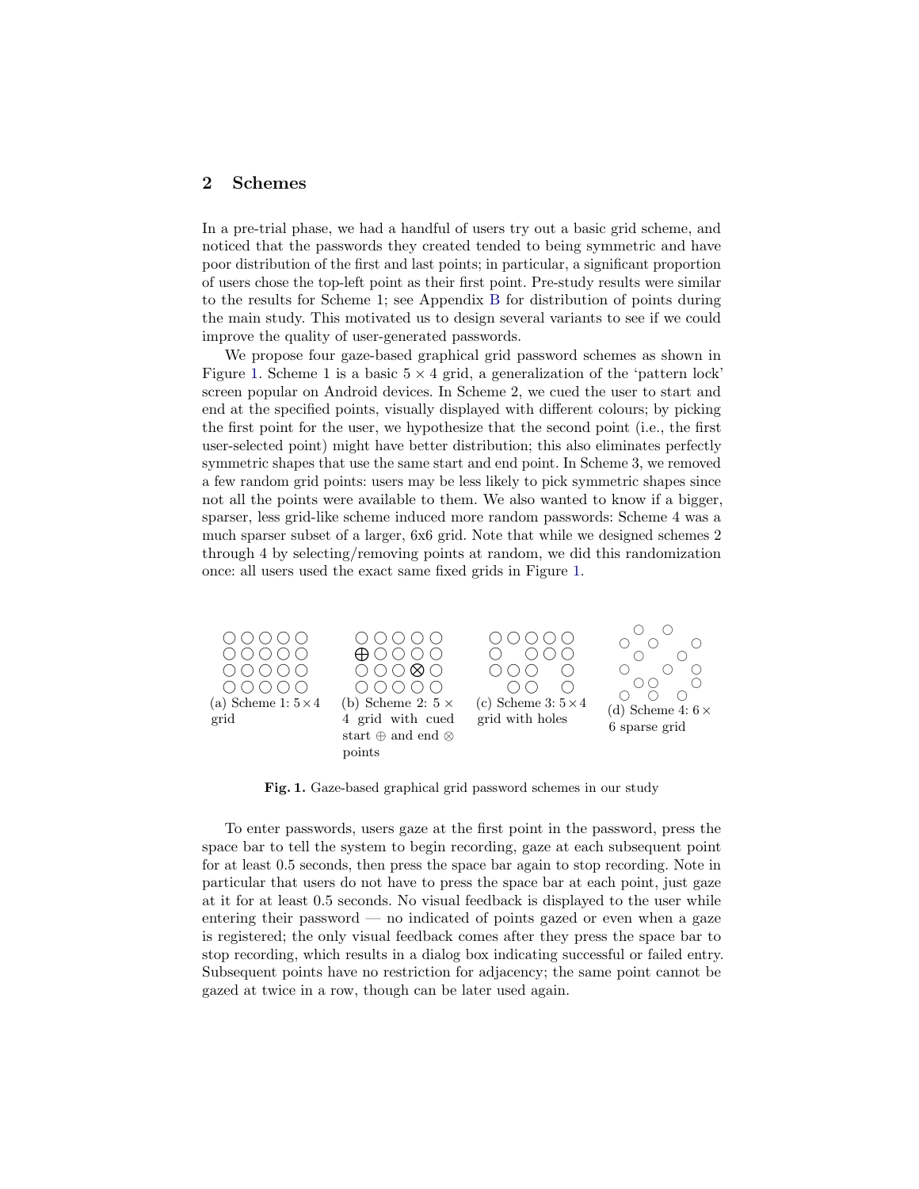## 2 Schemes

In a pre-trial phase, we had a handful of users try out a basic grid scheme, and noticed that the passwords they created tended to being symmetric and have poor distribution of the first and last points; in particular, a significant proportion of users chose the top-left point as their first point. Pre-study results were similar to the results for Scheme 1; see Appendix B for distribution of points during the main study. This motivated us to design several variants to see if we could improve the quality of user-generated passwords.

We propose four gaze-based graphical grid password schemes as shown in Figure 1. Scheme 1 is a basic $5 \times 4$ grid, a generalization of the 'pattern lock' screen popular on Android devices. In Scheme 2, we cued the user to start and end at the specified points, visually displayed with different colours; by picking the first point for the user, we hypothesize that the second point (i.e., the first user-selected point) might have better distribution; this also eliminates perfectly symmetric shapes that use the same start and end point. In Scheme 3, we removed a few random grid points: users may be less likely to pick symmetric shapes since not all the points were available to them. We also wanted to know if a bigger, sparser, less grid-like scheme induced more random passwords: Scheme 4 was a much sparser subset of a larger, 6x6 grid. Note that while we designed schemes 2 through 4 by selecting/removing points at random, we did this randomization once: all users used the exact same fixed grids in Figure 1.

(a) Scheme 1: $5 \times 4$ grid

(b) Scheme 2: $5 \times 4$ grid with cued start $\oplus$ and end $\otimes$ points

(c) Scheme 3: $5 \times 4$ grid with holes

(d) Scheme 4: $6 \times 6$ sparse grid

**Fig. 1.** Gaze-based graphical grid password schemes in our study

To enter passwords, users gaze at the first point in the password, press the space bar to tell the system to begin recording, gaze at each subsequent point for at least 0.5 seconds, then press the space bar again to stop recording. Note in particular that users do not have to press the space bar at each point, just gaze at it for at least 0.5 seconds. No visual feedback is displayed to the user while entering their password — no indicated of points gazed or even when a gaze is registered; the only visual feedback comes after they press the space bar to stop recording, which results in a dialog box indicating successful or failed entry. Subsequent points have no restriction for adjacency; the same point cannot be gazed at twice in a row, though can be later used again.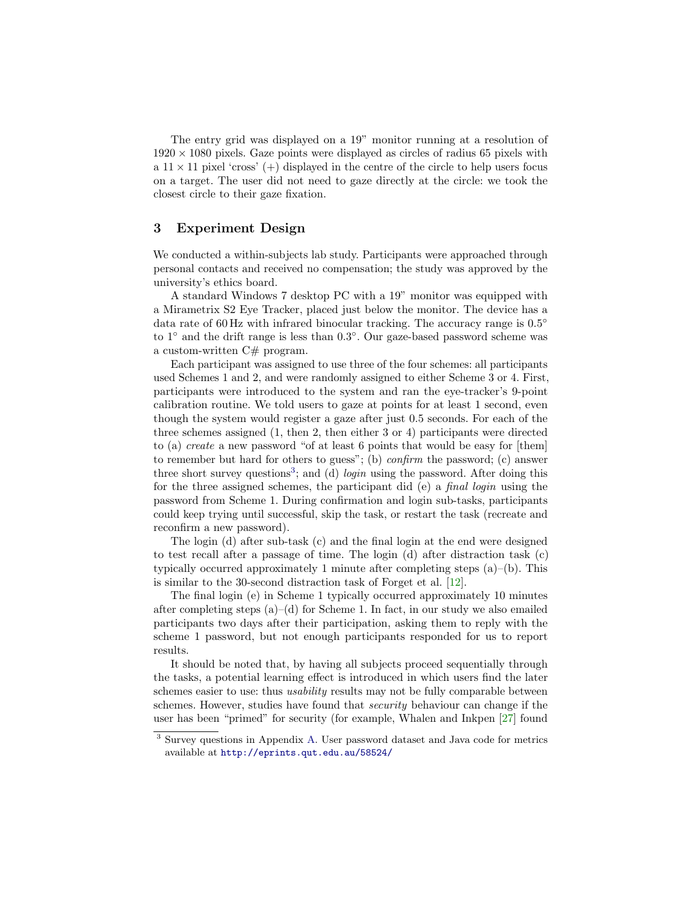The entry grid was displayed on a 19" monitor running at a resolution of $1920 \times 1080$ pixels. Gaze points were displayed as circles of radius 65 pixels with a $11 \times 11$ pixel 'cross' (+) displayed in the centre of the circle to help users focus on a target. The user did not need to gaze directly at the circle: we took the closest circle to their gaze fixation.

## 3 Experiment Design

We conducted a within-subjects lab study. Participants were approached through personal contacts and received no compensation; the study was approved by the university's ethics board.

A standard Windows 7 desktop PC with a 19" monitor was equipped with a Mirametrix S2 Eye Tracker, placed just below the monitor. The device has a data rate of 60 Hz with infrared binocular tracking. The accuracy range is $0.5°$ to $1°$ and the drift range is less than $0.3°$. Our gaze-based password scheme was a custom-written C# program.

Each participant was assigned to use three of the four schemes: all participants used Schemes 1 and 2, and were randomly assigned to either Scheme 3 or 4. First, participants were introduced to the system and ran the eye-tracker's 9-point calibration routine. We told users to gaze at points for at least 1 second, even though the system would register a gaze after just 0.5 seconds. For each of the three schemes assigned (1, then 2, then either 3 or 4) participants were directed to (a) *create* a new password "of at least 6 points that would be easy for [them] to remember but hard for others to guess"; (b) *confirm* the password; (c) answer three short survey questions[3]; and (d) *login* using the password. After doing this for the three assigned schemes, the participant did (e) a *final login* using the password from Scheme 1. During confirmation and login sub-tasks, participants could keep trying until successful, skip the task, or restart the task (recreate and reconfirm a new password).

The login (d) after sub-task (c) and the final login at the end were designed to test recall after a passage of time. The login (d) after distraction task (c) typically occurred approximately 1 minute after completing steps (a)–(b). This is similar to the 30-second distraction task of Forget et al. [12].

The final login (e) in Scheme 1 typically occurred approximately 10 minutes after completing steps (a)–(d) for Scheme 1. In fact, in our study we also emailed participants two days after their participation, asking them to reply with the scheme 1 password, but not enough participants responded for us to report results.

It should be noted that, by having all subjects proceed sequentially through the tasks, a potential learning effect is introduced in which users find the later schemes easier to use: thus *usability* results may not be fully comparable between schemes. However, studies have found that *security* behaviour can change if the user has been "primed" for security (for example, Whalen and Inkpen [27] found

[3] Survey questions in Appendix A. User password dataset and Java code for metrics available at http://eprints.qut.edu.au/58524/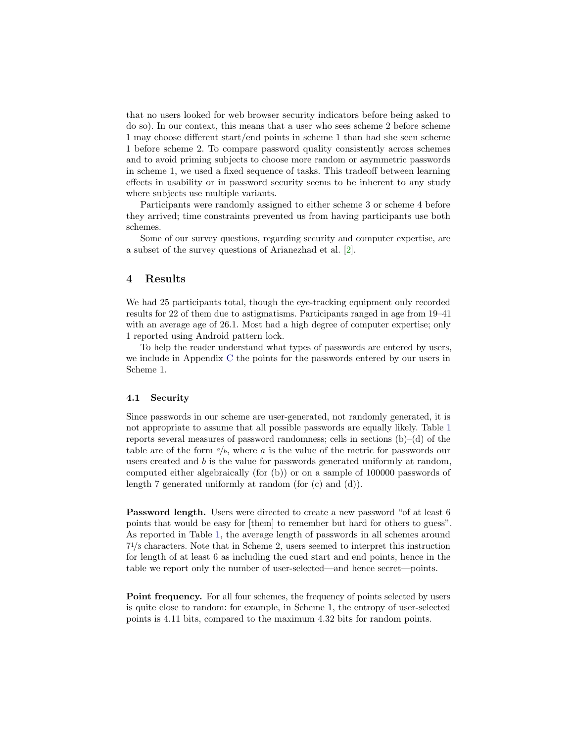that no users looked for web browser security indicators before being asked to do so). In our context, this means that a user who sees scheme 2 before scheme 1 may choose different start/end points in scheme 1 than had she seen scheme 1 before scheme 2. To compare password quality consistently across schemes and to avoid priming subjects to choose more random or asymmetric passwords in scheme 1, we used a fixed sequence of tasks. This tradeoff between learning effects in usability or in password security seems to be inherent to any study where subjects use multiple variants.

Participants were randomly assigned to either scheme 3 or scheme 4 before they arrived; time constraints prevented us from having participants use both schemes.

Some of our survey questions, regarding security and computer expertise, are a subset of the survey questions of Arianezhad et al. [2].

## 4 Results

We had 25 participants total, though the eye-tracking equipment only recorded results for 22 of them due to astigmatisms. Participants ranged in age from 19–41 with an average age of 26.1. Most had a high degree of computer expertise; only 1 reported using Android pattern lock.

To help the reader understand what types of passwords are entered by users, we include in Appendix C the points for the passwords entered by our users in Scheme 1.

### 4.1 Security

Since passwords in our scheme are user-generated, not randomly generated, it is not appropriate to assume that all possible passwords are equally likely. Table 1 reports several measures of password randomness; cells in sections (b)–(d) of the table are of the form $a/b$, where $a$ is the value of the metric for passwords our users created and $b$ is the value for passwords generated uniformly at random, computed either algebraically (for (b)) or on a sample of 100000 passwords of length 7 generated uniformly at random (for (c) and (d)).

**Password length.** Users were directed to create a new password "of at least 6 points that would be easy for [them] to remember but hard for others to guess". As reported in Table 1, the average length of passwords in all schemes around $7^1/_3$ characters. Note that in Scheme 2, users seemed to interpret this instruction for length of at least 6 as including the cued start and end points, hence in the table we report only the number of user-selected—and hence secret—points.

**Point frequency.** For all four schemes, the frequency of points selected by users is quite close to random: for example, in Scheme 1, the entropy of user-selected points is 4.11 bits, compared to the maximum 4.32 bits for random points.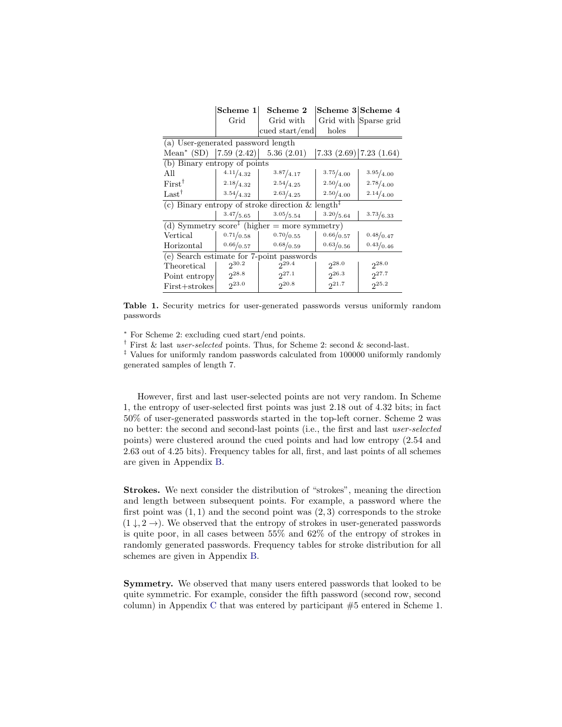| | Scheme 1 Grid | Scheme 2 Grid with cued start/end | Scheme 3 Grid with holes | Scheme 4 Sparse grid |
|---|---|---|---|---|
| (a) User-generated password length | | | | |
| Mean* (SD) | 7.59 (2.42) | 5.36 (2.01) | 7.33 (2.69) | 7.23 (1.64) |
| (b) Binary entropy of points | | | | |
| All | $^{4.11}/_{4.32}$ | $^{3.87}/_{4.17}$ | $^{3.75}/_{4.00}$ | $^{3.95}/_{4.00}$ |
| First† | $^{2.18}/_{4.32}$ | $^{2.54}/_{4.25}$ | $^{2.50}/_{4.00}$ | $^{2.78}/_{4.00}$ |
| Last† | $^{3.54}/_{4.32}$ | $^{2.63}/_{4.25}$ | $^{2.50}/_{4.00}$ | $^{2.14}/_{4.00}$ |
| (c) Binary entropy of stroke direction & length‡ | | | | |
| | $^{3.47}/_{5.65}$ | $^{3.05}/_{5.54}$ | $^{3.20}/_{5.64}$ | $^{3.73}/_{6.33}$ |
| (d) Symmetry score‡ (higher = more symmetry) | | | | |
| Vertical | $^{0.71}/_{0.58}$ | $^{0.70}/_{0.55}$ | $^{0.66}/_{0.57}$ | $^{0.48}/_{0.47}$ |
| Horizontal | $^{0.66}/_{0.57}$ | $^{0.68}/_{0.59}$ | $^{0.63}/_{0.56}$ | $^{0.43}/_{0.46}$ |
| (e) Search estimate for 7-point passwords | | | | |
| Theoretical | $2^{30.2}$ | $2^{29.4}$ | $2^{28.0}$ | $2^{28.0}$ |
| Point entropy | $2^{28.8}$ | $2^{27.1}$ | $2^{26.3}$ | $2^{27.7}$ |
| First+strokes | $2^{23.0}$ | $2^{20.8}$ | $2^{21.7}$ | $2^{25.2}$ |

**Table 1.** Security metrics for user-generated passwords versus uniformly random passwords

* For Scheme 2: excluding cued start/end points.
† First & last *user-selected* points. Thus, for Scheme 2: second & second-last.
‡ Values for uniformly random passwords calculated from 100000 uniformly randomly generated samples of length 7.

However, first and last user-selected points are not very random. In Scheme 1, the entropy of user-selected first points was just 2.18 out of 4.32 bits; in fact 50% of user-generated passwords started in the top-left corner. Scheme 2 was no better: the second and second-last points (i.e., the first and last *user-selected* points) were clustered around the cued points and had low entropy (2.54 and 2.63 out of 4.25 bits). Frequency tables for all, first, and last points of all schemes are given in Appendix B.

**Strokes.** We next consider the distribution of "strokes", meaning the direction and length between subsequent points. For example, a password where the first point was $(1, 1)$ and the second point was $(2, 3)$ corresponds to the stroke $(1 \downarrow, 2 \rightarrow)$. We observed that the entropy of strokes in user-generated passwords is quite poor, in all cases between 55% and 62% of the entropy of strokes in randomly generated passwords. Frequency tables for stroke distribution for all schemes are given in Appendix B.

**Symmetry.** We observed that many users entered passwords that looked to be quite symmetric. For example, consider the fifth password (second row, second column) in Appendix C that was entered by participant #5 entered in Scheme 1.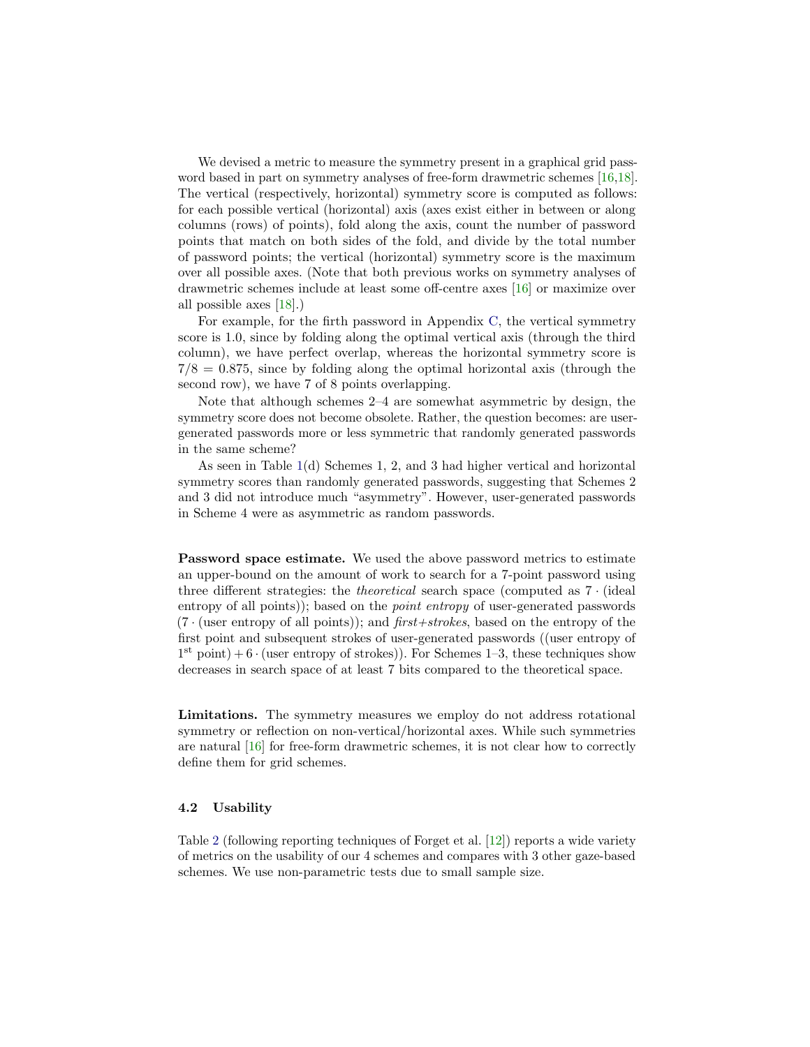We devised a metric to measure the symmetry present in a graphical grid password based in part on symmetry analyses of free-form drawmetric schemes [16,18]. The vertical (respectively, horizontal) symmetry score is computed as follows: for each possible vertical (horizontal) axis (axes exist either in between or along columns (rows) of points), fold along the axis, count the number of password points that match on both sides of the fold, and divide by the total number of password points; the vertical (horizontal) symmetry score is the maximum over all possible axes. (Note that both previous works on symmetry analyses of drawmetric schemes include at least some off-centre axes [16] or maximize over all possible axes [18].)

For example, for the firth password in Appendix C, the vertical symmetry score is 1.0, since by folding along the optimal vertical axis (through the third column), we have perfect overlap, whereas the horizontal symmetry score is $7/8 = 0.875$, since by folding along the optimal horizontal axis (through the second row), we have 7 of 8 points overlapping.

Note that although schemes 2–4 are somewhat asymmetric by design, the symmetry score does not become obsolete. Rather, the question becomes: are user-generated passwords more or less symmetric that randomly generated passwords in the same scheme?

As seen in Table 1(d) Schemes 1, 2, and 3 had higher vertical and horizontal symmetry scores than randomly generated passwords, suggesting that Schemes 2 and 3 did not introduce much "asymmetry". However, user-generated passwords in Scheme 4 were as asymmetric as random passwords.

**Password space estimate.** We used the above password metrics to estimate an upper-bound on the amount of work to search for a 7-point password using three different strategies: the *theoretical* search space (computed as $7 \cdot$ (ideal entropy of all points)); based on the *point entropy* of user-generated passwords ($7 \cdot$ (user entropy of all points)); and *first+strokes*, based on the entropy of the first point and subsequent strokes of user-generated passwords ((user entropy of $1^{\text{st}}$ point) $+ 6 \cdot$ (user entropy of strokes)). For Schemes 1–3, these techniques show decreases in search space of at least 7 bits compared to the theoretical space.

**Limitations.** The symmetry measures we employ do not address rotational symmetry or reflection on non-vertical/horizontal axes. While such symmetries are natural [16] for free-form drawmetric schemes, it is not clear how to correctly define them for grid schemes.

### 4.2 Usability

Table 2 (following reporting techniques of Forget et al. [12]) reports a wide variety of metrics on the usability of our 4 schemes and compares with 3 other gaze-based schemes. We use non-parametric tests due to small sample size.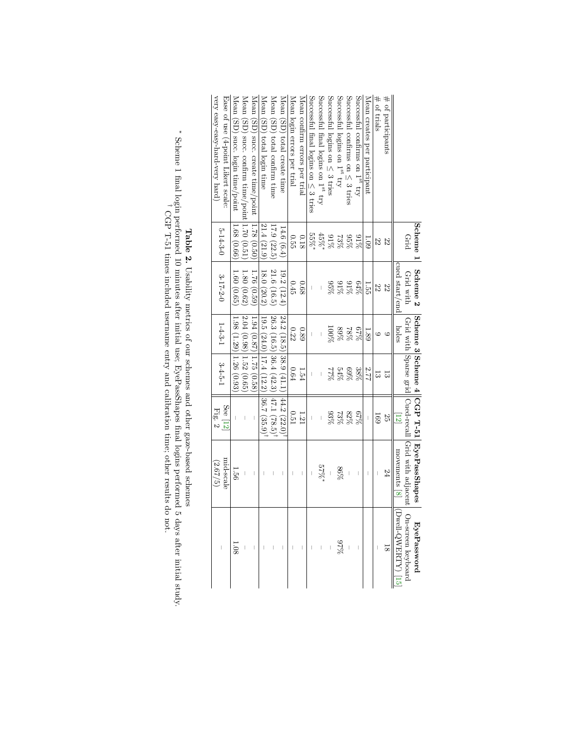| | Scheme 1 Grid | Scheme 2 Grid with cued start/end | Scheme 3 Grid with holes | Scheme 4 Sparse grid | CGP T-51 Cued-recall [12] | EyePassShapes Grid with adjacent movements [8] | EyePassword On-screen keyboard (Dwell-QWERTY) [15] |
|---|---|---|---|---|---|---|---|
| # of participants | 22 | 22 | 9 | 13 | 25 | 24 | 18 |
| # of trials | 22 | 22 | 9 | 13 | 169 | – | – |
| Mean creates per participant | 1.09 | 1.55 | 1.89 | 2.77 | – | – | – |
| Successful confirms on 1$^{st}$ try | 91% | 64% | 67% | 38% | 67% | – | – |
| Successful confirms on ≤ 3 tries | 95% | 91% | 78% | 69% | 82% | – | – |
| Successful logins on 1$^{st}$ try | 73% | 91% | 89% | 54% | 73% | 86% | 97% |
| Successful logins on ≤ 3 tries | 91% | 95% | 100% | 77% | 93% | – | – |
| Successful final logins on 1$^{st}$ try | 45%* | – | – | – | – | 57%* | – |
| Successful final logins on ≤ 3 tries | 55%* | – | – | – | – | – | – |
| Mean confirm errors per trial | 0.18 | 0.68 | 0.89 | 1.54 | 1.21 | – | – |
| Mean login errors per trial | 0.55 | 0.45 | 0.22 | 0.64 | 0.51 | – | – |
| Mean (SD) total create time | 14.6 (6.4) | 19.2 (12.4) | 24.2 (18.5) | 38.9 (41.1) | 44.2 (22.0)† | – | – |
| Mean (SD) total confirm time | 17.9 (22.5) | 21.6 (16.5) | 26.3 (16.5) | 36.4 (42.3) | 47.1 (78.5)† | – | – |
| Mean (SD) total login time | 21.4 (21.9) | 18.0 (20.2) | 19.5 (24.0) | 17.4 (12.2) | 36.7 (35.9)† | – | – |
| Mean (SD) succ. create time/point | 1.78 (0.50) | 1.76 (0.59) | 1.94 (0.87) | 1.75 (0.58) | – | – | – |
| Mean (SD) succ. confirm time/point | 1.70 (0.51) | 1.80 (0.62) | 2.04 (0.98) | 1.52 (0.65) | – | – | – |
| Mean (SD) succ. login time/point | 1.68 (0.66) | 1.60 (0.65) | 1.98 (1.29) | 1.26 (0.93) | – | 1.56 | 1.08 |
| Ease of use (4-point Likert scale: very easy-easy-hard-very hard) | 5-14-3-0 | 3-17-2-0 | 1-4-3-1 | 3-4-5-1 | See [12] Fig. 2 | mid-scale (2.67/5) | – |

**Table 2.** Usability metrics of our schemes and other gaze-based schemes

\* Scheme 1 final login performed 10 minutes after initial use; EyePassShapes final logins performed 5 days after initial study.
† CGP T-51 times included username entry and calibration time; other results do not.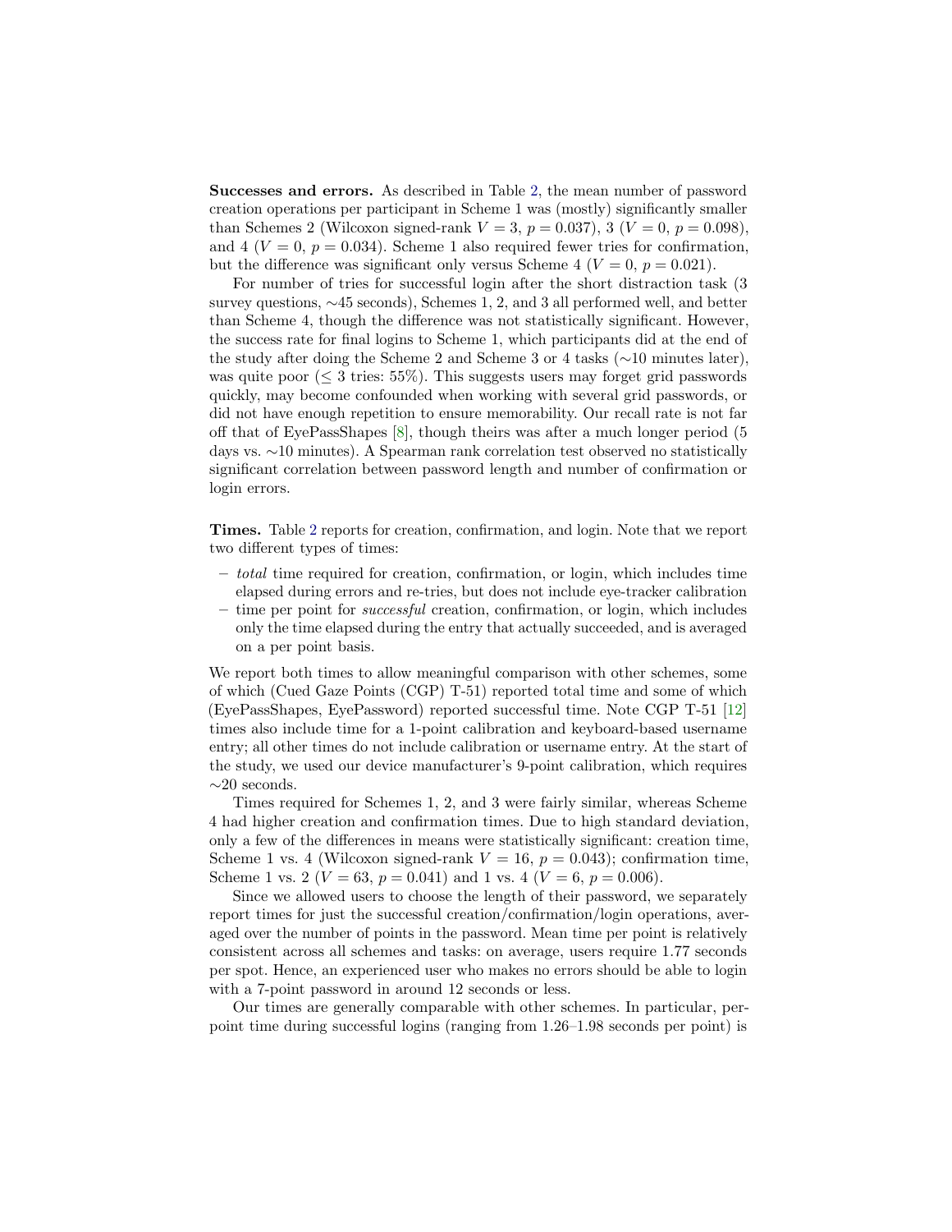**Successes and errors.** As described in Table 2, the mean number of password creation operations per participant in Scheme 1 was (mostly) significantly smaller than Schemes 2 (Wilcoxon signed-rank $V = 3$, $p = 0.037$), 3 ($V = 0$, $p = 0.098$), and 4 ($V = 0$, $p = 0.034$). Scheme 1 also required fewer tries for confirmation, but the difference was significant only versus Scheme 4 ($V = 0$, $p = 0.021$).

For number of tries for successful login after the short distraction task (3 survey questions, ∼45 seconds), Schemes 1, 2, and 3 all performed well, and better than Scheme 4, though the difference was not statistically significant. However, the success rate for final logins to Scheme 1, which participants did at the end of the study after doing the Scheme 2 and Scheme 3 or 4 tasks (∼10 minutes later), was quite poor (≤ 3 tries: 55%). This suggests users may forget grid passwords quickly, may become confounded when working with several grid passwords, or did not have enough repetition to ensure memorability. Our recall rate is not far off that of EyePassShapes [8], though theirs was after a much longer period (5 days vs. ∼10 minutes). A Spearman rank correlation test observed no statistically significant correlation between password length and number of confirmation or login errors.

**Times.** Table 2 reports for creation, confirmation, and login. Note that we report two different types of times:

- *total* time required for creation, confirmation, or login, which includes time elapsed during errors and re-tries, but does not include eye-tracker calibration
- time per point for *successful* creation, confirmation, or login, which includes only the time elapsed during the entry that actually succeeded, and is averaged on a per point basis.

We report both times to allow meaningful comparison with other schemes, some of which (Cued Gaze Points (CGP) T-51) reported total time and some of which (EyePassShapes, EyePassword) reported successful time. Note CGP T-51 [12] times also include time for a 1-point calibration and keyboard-based username entry; all other times do not include calibration or username entry. At the start of the study, we used our device manufacturer's 9-point calibration, which requires ∼20 seconds.

Times required for Schemes 1, 2, and 3 were fairly similar, whereas Scheme 4 had higher creation and confirmation times. Due to high standard deviation, only a few of the differences in means were statistically significant: creation time, Scheme 1 vs. 4 (Wilcoxon signed-rank $V = 16$, $p = 0.043$); confirmation time, Scheme 1 vs. 2 ($V = 63$, $p = 0.041$) and 1 vs. 4 ($V = 6$, $p = 0.006$).

Since we allowed users to choose the length of their password, we separately report times for just the successful creation/confirmation/login operations, averaged over the number of points in the password. Mean time per point is relatively consistent across all schemes and tasks: on average, users require 1.77 seconds per spot. Hence, an experienced user who makes no errors should be able to login with a 7-point password in around 12 seconds or less.

Our times are generally comparable with other schemes. In particular, per-point time during successful logins (ranging from 1.26–1.98 seconds per point) is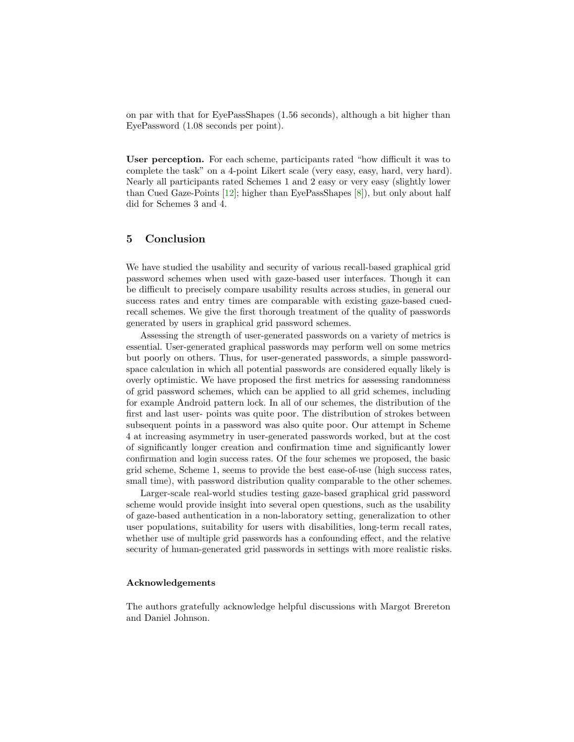on par with that for EyePassShapes (1.56 seconds), although a bit higher than EyePassword (1.08 seconds per point).

**User perception.** For each scheme, participants rated "how difficult it was to complete the task" on a 4-point Likert scale (very easy, easy, hard, very hard). Nearly all participants rated Schemes 1 and 2 easy or very easy (slightly lower than Cued Gaze-Points [12]; higher than EyePassShapes [8]), but only about half did for Schemes 3 and 4.

## 5 Conclusion

We have studied the usability and security of various recall-based graphical grid password schemes when used with gaze-based user interfaces. Though it can be difficult to precisely compare usability results across studies, in general our success rates and entry times are comparable with existing gaze-based cued-recall schemes. We give the first thorough treatment of the quality of passwords generated by users in graphical grid password schemes.

Assessing the strength of user-generated passwords on a variety of metrics is essential. User-generated graphical passwords may perform well on some metrics but poorly on others. Thus, for user-generated passwords, a simple password-space calculation in which all potential passwords are considered equally likely is overly optimistic. We have proposed the first metrics for assessing randomness of grid password schemes, which can be applied to all grid schemes, including for example Android pattern lock. In all of our schemes, the distribution of the first and last user- points was quite poor. The distribution of strokes between subsequent points in a password was also quite poor. Our attempt in Scheme 4 at increasing asymmetry in user-generated passwords worked, but at the cost of significantly longer creation and confirmation time and significantly lower confirmation and login success rates. Of the four schemes we proposed, the basic grid scheme, Scheme 1, seems to provide the best ease-of-use (high success rates, small time), with password distribution quality comparable to the other schemes.

Larger-scale real-world studies testing gaze-based graphical grid password scheme would provide insight into several open questions, such as the usability of gaze-based authentication in a non-laboratory setting, generalization to other user populations, suitability for users with disabilities, long-term recall rates, whether use of multiple grid passwords has a confounding effect, and the relative security of human-generated grid passwords in settings with more realistic risks.

### Acknowledgements

The authors gratefully acknowledge helpful discussions with Margot Brereton and Daniel Johnson.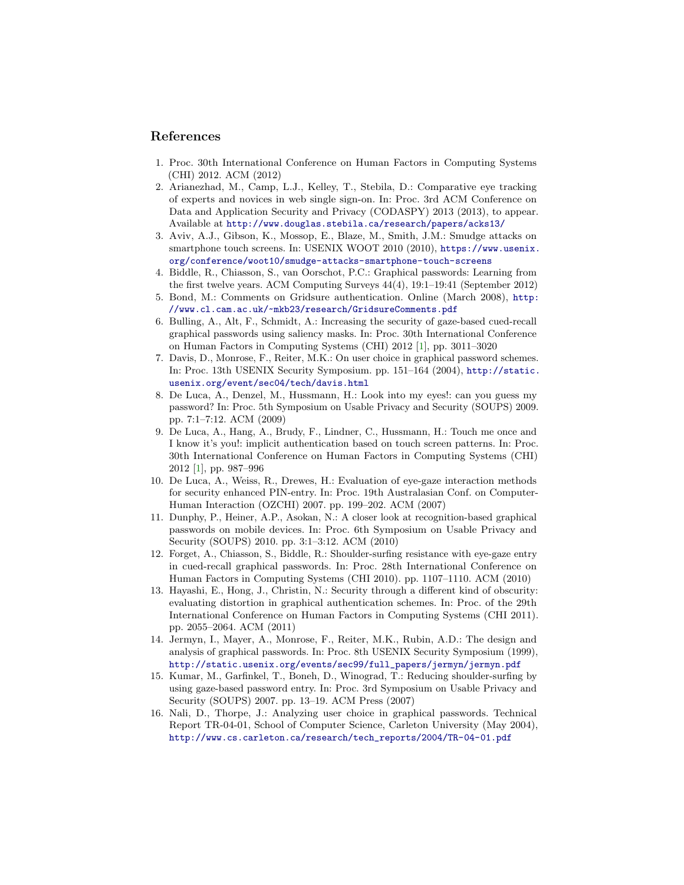## References

1. Proc. 30th International Conference on Human Factors in Computing Systems (CHI) 2012. ACM (2012)
2. Arianezhad, M., Camp, L.J., Kelley, T., Stebila, D.: Comparative eye tracking of experts and novices in web single sign-on. In: Proc. 3rd ACM Conference on Data and Application Security and Privacy (CODASPY) 2013 (2013), to appear. Available at http://www.douglas.stebila.ca/research/papers/acks13/
3. Aviv, A.J., Gibson, K., Mossop, E., Blaze, M., Smith, J.M.: Smudge attacks on smartphone touch screens. In: USENIX WOOT 2010 (2010), https://www.usenix.org/conference/woot10/smudge-attacks-smartphone-touch-screens
4. Biddle, R., Chiasson, S., van Oorschot, P.C.: Graphical passwords: Learning from the first twelve years. ACM Computing Surveys 44(4), 19:1–19:41 (September 2012)
5. Bond, M.: Comments on Gridsure authentication. Online (March 2008), http://www.cl.cam.ac.uk/~mkb23/research/GridsureComments.pdf
6. Bulling, A., Alt, F., Schmidt, A.: Increasing the security of gaze-based cued-recall graphical passwords using saliency masks. In: Proc. 30th International Conference on Human Factors in Computing Systems (CHI) 2012 [1], pp. 3011–3020
7. Davis, D., Monrose, F., Reiter, M.K.: On user choice in graphical password schemes. In: Proc. 13th USENIX Security Symposium. pp. 151–164 (2004), http://static.usenix.org/event/sec04/tech/davis.html
8. De Luca, A., Denzel, M., Hussmann, H.: Look into my eyes!: can you guess my password? In: Proc. 5th Symposium on Usable Privacy and Security (SOUPS) 2009. pp. 7:1–7:12. ACM (2009)
9. De Luca, A., Hang, A., Brudy, F., Lindner, C., Hussmann, H.: Touch me once and I know it's you!: implicit authentication based on touch screen patterns. In: Proc. 30th International Conference on Human Factors in Computing Systems (CHI) 2012 [1], pp. 987–996
10. De Luca, A., Weiss, R., Drewes, H.: Evaluation of eye-gaze interaction methods for security enhanced PIN-entry. In: Proc. 19th Australasian Conf. on Computer-Human Interaction (OZCHI) 2007. pp. 199–202. ACM (2007)
11. Dunphy, P., Heiner, A.P., Asokan, N.: A closer look at recognition-based graphical passwords on mobile devices. In: Proc. 6th Symposium on Usable Privacy and Security (SOUPS) 2010. pp. 3:1–3:12. ACM (2010)
12. Forget, A., Chiasson, S., Biddle, R.: Shoulder-surfing resistance with eye-gaze entry in cued-recall graphical passwords. In: Proc. 28th International Conference on Human Factors in Computing Systems (CHI 2010). pp. 1107–1110. ACM (2010)
13. Hayashi, E., Hong, J., Christin, N.: Security through a different kind of obscurity: evaluating distortion in graphical authentication schemes. In: Proc. of the 29th International Conference on Human Factors in Computing Systems (CHI 2011). pp. 2055–2064. ACM (2011)
14. Jermyn, I., Mayer, A., Monrose, F., Reiter, M.K., Rubin, A.D.: The design and analysis of graphical passwords. In: Proc. 8th USENIX Security Symposium (1999), http://static.usenix.org/events/sec99/full_papers/jermyn/jermyn.pdf
15. Kumar, M., Garfinkel, T., Boneh, D., Winograd, T.: Reducing shoulder-surfing by using gaze-based password entry. In: Proc. 3rd Symposium on Usable Privacy and Security (SOUPS) 2007. pp. 13–19. ACM Press (2007)
16. Nali, D., Thorpe, J.: Analyzing user choice in graphical passwords. Technical Report TR-04-01, School of Computer Science, Carleton University (May 2004), http://www.cs.carleton.ca/research/tech_reports/2004/TR-04-01.pdf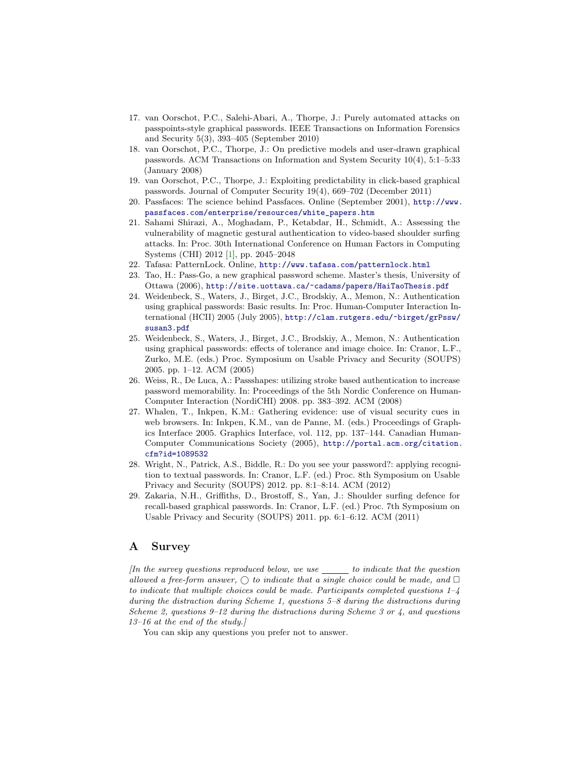17. van Oorschot, P.C., Salehi-Abari, A., Thorpe, J.: Purely automated attacks on passpoints-style graphical passwords. IEEE Transactions on Information Forensics and Security 5(3), 393–405 (September 2010)
18. van Oorschot, P.C., Thorpe, J.: On predictive models and user-drawn graphical passwords. ACM Transactions on Information and System Security 10(4), 5:1–5:33 (January 2008)
19. van Oorschot, P.C., Thorpe, J.: Exploiting predictability in click-based graphical passwords. Journal of Computer Security 19(4), 669–702 (December 2011)
20. Passfaces: The science behind Passfaces. Online (September 2001), http://www.passfaces.com/enterprise/resources/white_papers.htm
21. Sahami Shirazi, A., Moghadam, P., Ketabdar, H., Schmidt, A.: Assessing the vulnerability of magnetic gestural authentication to video-based shoulder surfing attacks. In: Proc. 30th International Conference on Human Factors in Computing Systems (CHI) 2012 [1], pp. 2045–2048
22. Tafasa: PatternLock. Online, http://www.tafasa.com/patternlock.html
23. Tao, H.: Pass-Go, a new graphical password scheme. Master's thesis, University of Ottawa (2006), http://site.uottawa.ca/~cadams/papers/HaiTaoThesis.pdf
24. Weidenbeck, S., Waters, J., Birget, J.C., Brodskiy, A., Memon, N.: Authentication using graphical passwords: Basic results. In: Proc. Human-Computer Interaction International (HCII) 2005 (July 2005), http://clam.rutgers.edu/~birget/grPssw/susan3.pdf
25. Weidenbeck, S., Waters, J., Birget, J.C., Brodskiy, A., Memon, N.: Authentication using graphical passwords: effects of tolerance and image choice. In: Cranor, L.F., Zurko, M.E. (eds.) Proc. Symposium on Usable Privacy and Security (SOUPS) 2005. pp. 1–12. ACM (2005)
26. Weiss, R., De Luca, A.: Passshapes: utilizing stroke based authentication to increase password memorability. In: Proceedings of the 5th Nordic Conference on Human-Computer Interaction (NordiCHI) 2008. pp. 383–392. ACM (2008)
27. Whalen, T., Inkpen, K.M.: Gathering evidence: use of visual security cues in web browsers. In: Inkpen, K.M., van de Panne, M. (eds.) Proceedings of Graphics Interface 2005. Graphics Interface, vol. 112, pp. 137–144. Canadian Human-Computer Communications Society (2005), http://portal.acm.org/citation.cfm?id=1089532
28. Wright, N., Patrick, A.S., Biddle, R.: Do you see your password?: applying recognition to textual passwords. In: Cranor, L.F. (ed.) Proc. 8th Symposium on Usable Privacy and Security (SOUPS) 2012. pp. 8:1–8:14. ACM (2012)
29. Zakaria, N.H., Griffiths, D., Brostoff, S., Yan, J.: Shoulder surfing defence for recall-based graphical passwords. In: Cranor, L.F. (ed.) Proc. 7th Symposium on Usable Privacy and Security (SOUPS) 2011. pp. 6:1–6:12. ACM (2011)

## A Survey

*[In the survey questions reproduced below, we use ______ to indicate that the question allowed a free-form answer, ◯ to indicate that a single choice could be made, and □ to indicate that multiple choices could be made. Participants completed questions 1–4 during the distraction during Scheme 1, questions 5–8 during the distractions during Scheme 2, questions 9–12 during the distractions during Scheme 3 or 4, and questions 13–16 at the end of the study.]*

You can skip any questions you prefer not to answer.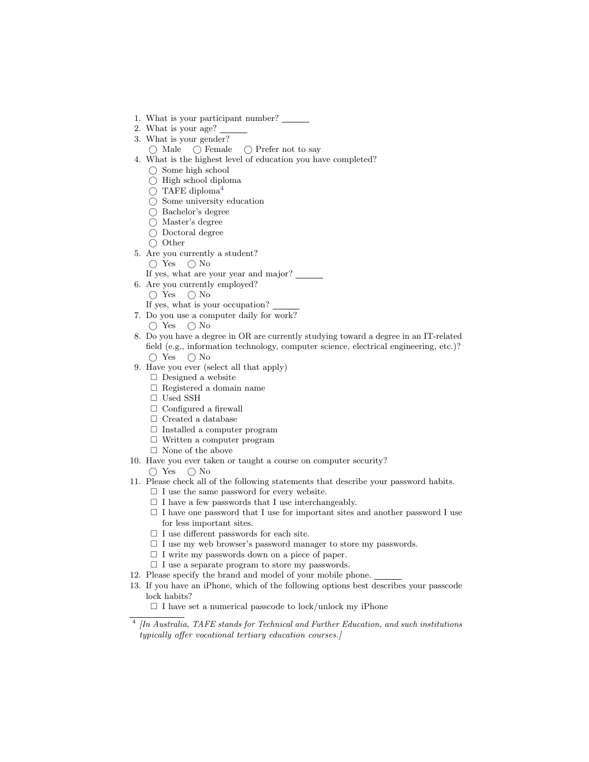1. What is your participant number? ______
2. What is your age? ______
3. What is your gender?
   ◯ Male ◯ Female ◯ Prefer not to say
4. What is the highest level of education you have completed?
   ◯ Some high school
   ◯ High school diploma
   ◯ TAFE diploma[4]
   ◯ Some university education
   ◯ Bachelor's degree
   ◯ Master's degree
   ◯ Doctoral degree
   ◯ Other
5. Are you currently a student?
   ◯ Yes ◯ No
   If yes, what are your year and major? ______
6. Are you currently employed?
   ◯ Yes ◯ No
   If yes, what is your occupation? ______
7. Do you use a computer daily for work?
   ◯ Yes ◯ No
8. Do you have a degree in OR are currently studying toward a degree in an IT-related field (e.g., information technology, computer science, electrical engineering, etc.)?
   ◯ Yes ◯ No
9. Have you ever (select all that apply)
   ☐ Designed a website
   ☐ Registered a domain name
   ☐ Used SSH
   ☐ Configured a firewall
   ☐ Created a database
   ☐ Installed a computer program
   ☐ Written a computer program
   ☐ None of the above
10. Have you ever taken or taught a course on computer security?
    ◯ Yes ◯ No
11. Please check all of the following statements that describe your password habits.
    ☐ I use the same password for every website.
    ☐ I have a few passwords that I use interchangeably.
    ☐ I have one password that I use for important sites and another password I use for less important sites.
    ☐ I use different passwords for each site.
    ☐ I use my web browser's password manager to store my passwords.
    ☐ I write my passwords down on a piece of paper.
    ☐ I use a separate program to store my passwords.
12. Please specify the brand and model of your mobile phone. ______
13. If you have an iPhone, which of the following options best describes your passcode lock habits?
    ☐ I have set a numerical passcode to lock/unlock my iPhone

[4] *[In Australia, TAFE stands for Technical and Further Education, and such institutions typically offer vocational tertiary education courses.]*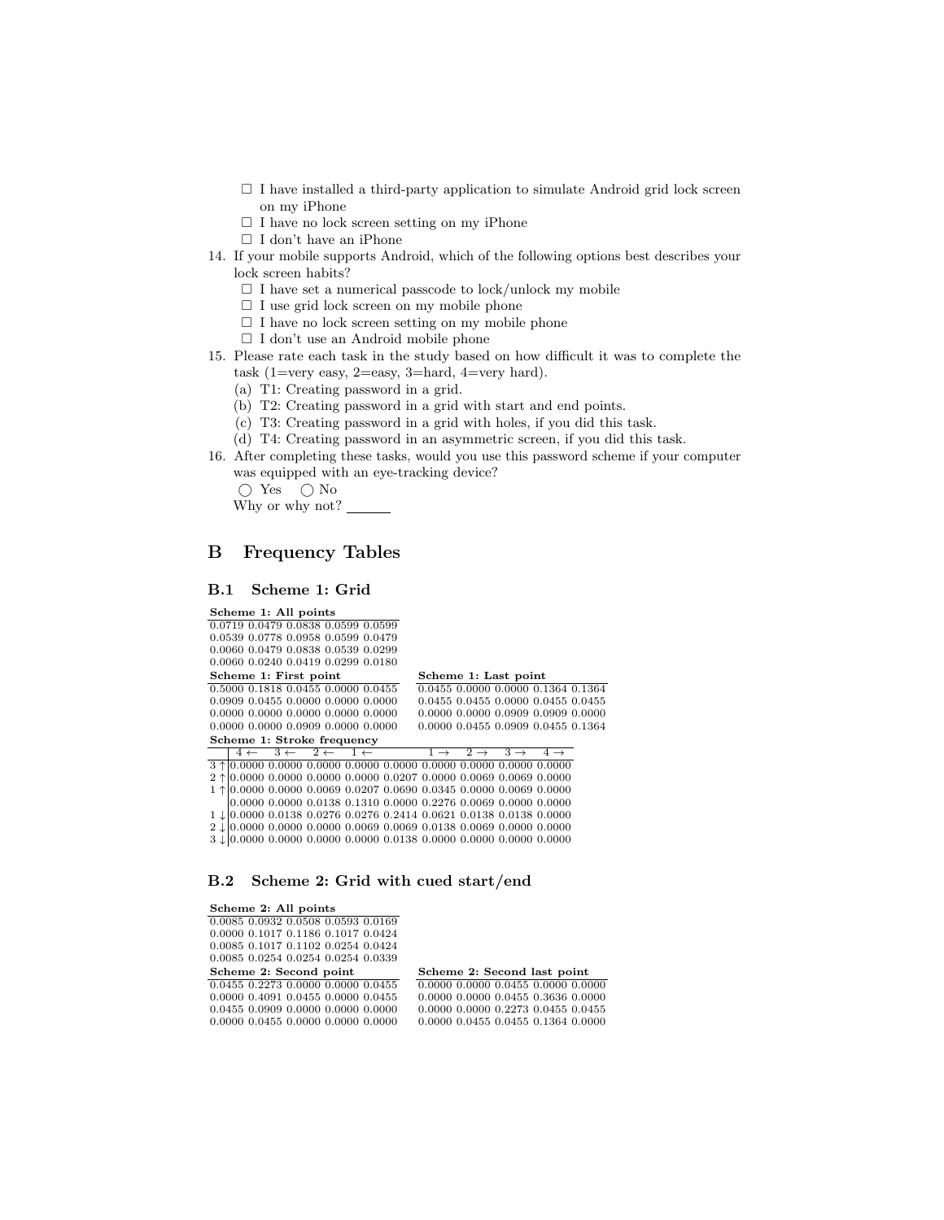☐ I have installed a third-party application to simulate Android grid lock screen on my iPhone
☐ I have no lock screen setting on my iPhone
☐ I don't have an iPhone

14. If your mobile supports Android, which of the following options best describes your lock screen habits?
    ☐ I have set a numerical passcode to lock/unlock my mobile
    ☐ I use grid lock screen on my mobile phone
    ☐ I have no lock screen setting on my mobile phone
    ☐ I don't use an Android mobile phone
15. Please rate each task in the study based on how difficult it was to complete the task (1=very easy, 2=easy, 3=hard, 4=very hard).
    (a) T1: Creating password in a grid.
    (b) T2: Creating password in a grid with start and end points.
    (c) T3: Creating password in a grid with holes, if you did this task.
    (d) T4: Creating password in an asymmetric screen, if you did this task.
16. After completing these tasks, would you use this password scheme if your computer was equipped with an eye-tracking device?
    ◯ Yes ◯ No
    Why or why not? ______

## B Frequency Tables

### B.1 Scheme 1: Grid

**Scheme 1: All points**

| | | | | |
|---|---|---|---|---|
| 0.0719 | 0.0479 | 0.0838 | 0.0599 | 0.0599 |
| 0.0539 | 0.0778 | 0.0958 | 0.0599 | 0.0479 |
| 0.0060 | 0.0479 | 0.0838 | 0.0539 | 0.0299 |
| 0.0060 | 0.0240 | 0.0419 | 0.0299 | 0.0180 |

**Scheme 1: First point**

| | | | | |
|---|---|---|---|---|
| 0.5000 | 0.1818 | 0.0455 | 0.0000 | 0.0455 |
| 0.0909 | 0.0455 | 0.0000 | 0.0000 | 0.0000 |
| 0.0000 | 0.0000 | 0.0000 | 0.0000 | 0.0000 |
| 0.0000 | 0.0000 | 0.0909 | 0.0000 | 0.0000 |

**Scheme 1: Last point**

| | | | | |
|---|---|---|---|---|
| 0.0455 | 0.0000 | 0.0000 | 0.1364 | 0.1364 |
| 0.0455 | 0.0455 | 0.0000 | 0.0455 | 0.0455 |
| 0.0000 | 0.0000 | 0.0909 | 0.0909 | 0.0000 |
| 0.0000 | 0.0455 | 0.0909 | 0.0455 | 0.1364 |

**Scheme 1: Stroke frequency**

| | 4 ← | 3 ← | 2 ← | 1 ← | | 1 → | 2 → | 3 → | 4 → |
|---|---|---|---|---|---|---|---|---|---|
| 3 ↑ | 0.0000 | 0.0000 | 0.0000 | 0.0000 | 0.0000 | 0.0000 | 0.0000 | 0.0000 | 0.0000 |
| 2 ↑ | 0.0000 | 0.0000 | 0.0000 | 0.0000 | 0.0207 | 0.0000 | 0.0069 | 0.0069 | 0.0000 |
| 1 ↑ | 0.0000 | 0.0000 | 0.0069 | 0.0207 | 0.0690 | 0.0345 | 0.0000 | 0.0069 | 0.0000 |
| | 0.0000 | 0.0000 | 0.0138 | 0.1310 | 0.0000 | 0.2276 | 0.0069 | 0.0000 | 0.0000 |
| 1 ↓ | 0.0000 | 0.0138 | 0.0276 | 0.0276 | 0.2414 | 0.0621 | 0.0138 | 0.0138 | 0.0000 |
| 2 ↓ | 0.0000 | 0.0000 | 0.0000 | 0.0069 | 0.0069 | 0.0138 | 0.0069 | 0.0000 | 0.0000 |
| 3 ↓ | 0.0000 | 0.0000 | 0.0000 | 0.0000 | 0.0138 | 0.0000 | 0.0000 | 0.0000 | 0.0000 |

### B.2 Scheme 2: Grid with cued start/end

**Scheme 2: All points**

| | | | | |
|---|---|---|---|---|
| 0.0085 | 0.0932 | 0.0508 | 0.0593 | 0.0169 |
| 0.0000 | 0.1017 | 0.1186 | 0.1017 | 0.0424 |
| 0.0085 | 0.1017 | 0.1102 | 0.0254 | 0.0424 |
| 0.0085 | 0.0254 | 0.0254 | 0.0254 | 0.0339 |

**Scheme 2: Second point**

| | | | | |
|---|---|---|---|---|
| 0.0455 | 0.2273 | 0.0000 | 0.0000 | 0.0455 |
| 0.0000 | 0.4091 | 0.0455 | 0.0000 | 0.0455 |
| 0.0455 | 0.0909 | 0.0000 | 0.0000 | 0.0000 |
| 0.0000 | 0.0455 | 0.0000 | 0.0000 | 0.0000 |

**Scheme 2: Second last point**

| | | | | |
|---|---|---|---|---|
| 0.0000 | 0.0000 | 0.0455 | 0.0000 | 0.0000 |
| 0.0000 | 0.0000 | 0.0455 | 0.3636 | 0.0000 |
| 0.0000 | 0.0000 | 0.2273 | 0.0455 | 0.0455 |
| 0.0000 | 0.0455 | 0.0455 | 0.1364 | 0.0000 |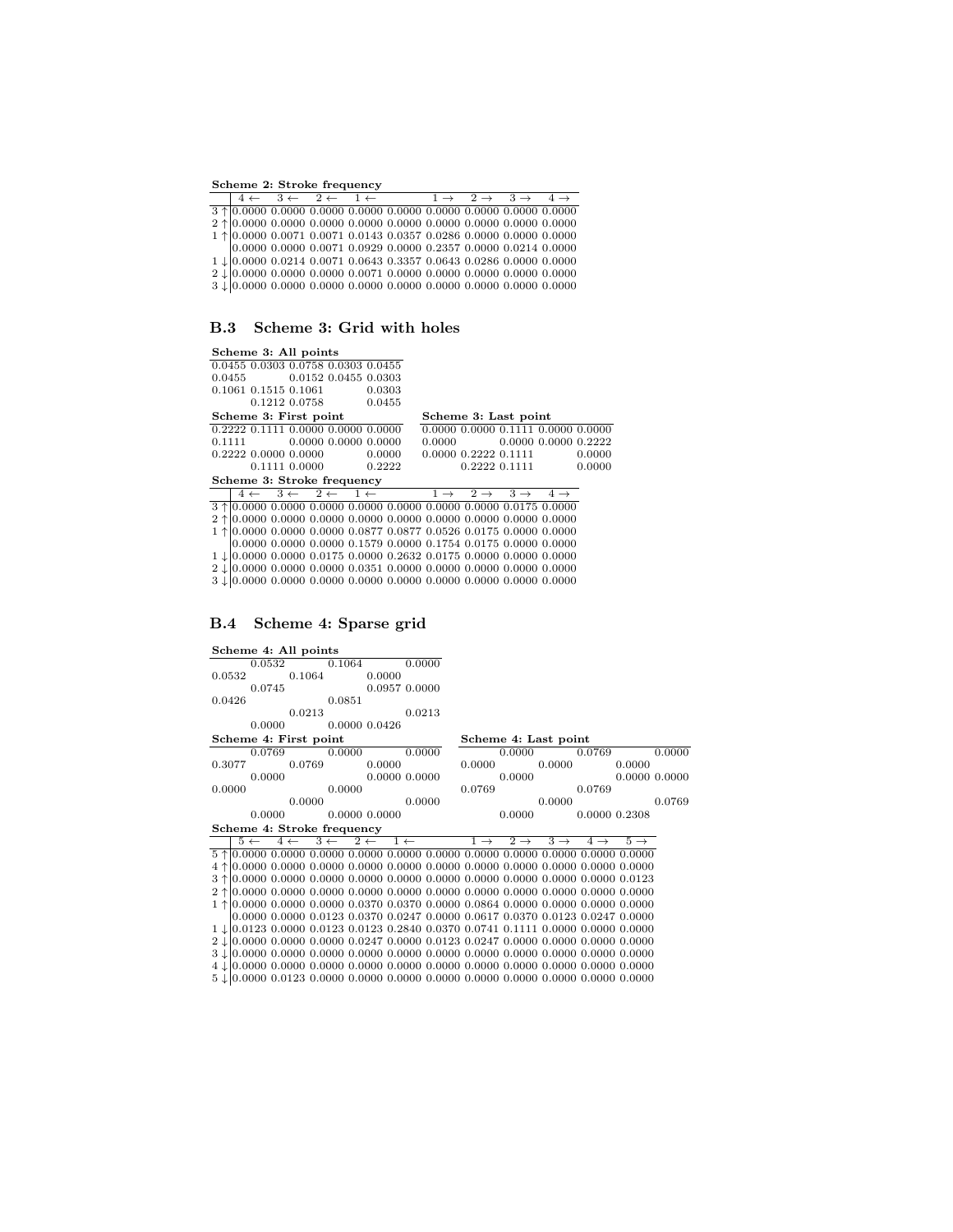**Scheme 2: Stroke frequency**

| | 4 ← | 3 ← | 2 ← | 1 ← | | 1 → | 2 → | 3 → | 4 → |
|---|---|---|---|---|---|---|---|---|---|
| 3 ↑ | 0.0000 | 0.0000 | 0.0000 | 0.0000 | 0.0000 | 0.0000 | 0.0000 | 0.0000 | 0.0000 |
| 2 ↑ | 0.0000 | 0.0000 | 0.0000 | 0.0000 | 0.0000 | 0.0000 | 0.0000 | 0.0000 | 0.0000 |
| 1 ↑ | 0.0000 | 0.0071 | 0.0071 | 0.0143 | 0.0357 | 0.0286 | 0.0000 | 0.0000 | 0.0000 |
| | 0.0000 | 0.0000 | 0.0071 | 0.0929 | 0.0000 | 0.2357 | 0.0000 | 0.0214 | 0.0000 |
| 1 ↓ | 0.0000 | 0.0214 | 0.0071 | 0.0643 | 0.3357 | 0.0643 | 0.0286 | 0.0000 | 0.0000 |
| 2 ↓ | 0.0000 | 0.0000 | 0.0000 | 0.0071 | 0.0000 | 0.0000 | 0.0000 | 0.0000 | 0.0000 |
| 3 ↓ | 0.0000 | 0.0000 | 0.0000 | 0.0000 | 0.0000 | 0.0000 | 0.0000 | 0.0000 | 0.0000 |

## B.3 Scheme 3: Grid with holes

**Scheme 3: All points**

| | | | | |
|---|---|---|---|---|
| 0.0455 | 0.0303 | 0.0758 | 0.0303 | 0.0455 |
| 0.0455 | | 0.0152 | 0.0455 | 0.0303 |
| 0.1061 | 0.1515 | 0.1061 | | 0.0303 |
| | 0.1212 | 0.0758 | | 0.0455 |

**Scheme 3: First point**

| | | | | |
|---|---|---|---|---|
| 0.2222 | 0.1111 | 0.0000 | 0.0000 | 0.0000 |
| 0.1111 | | 0.0000 | 0.0000 | 0.0000 |
| 0.2222 | 0.0000 | 0.0000 | | 0.0000 |
| | 0.1111 | 0.0000 | | 0.2222 |

**Scheme 3: Last point**

| | | | | |
|---|---|---|---|---|
| 0.0000 | 0.0000 | 0.1111 | 0.0000 | 0.0000 |
| 0.0000 | | 0.0000 | 0.0000 | 0.2222 |
| 0.0000 | 0.2222 | 0.1111 | | 0.0000 |
| | 0.2222 | 0.1111 | | 0.0000 |

**Scheme 3: Stroke frequency**

| | 4 ← | 3 ← | 2 ← | 1 ← | | 1 → | 2 → | 3 → | 4 → |
|---|---|---|---|---|---|---|---|---|---|
| 3 ↑ | 0.0000 | 0.0000 | 0.0000 | 0.0000 | 0.0000 | 0.0000 | 0.0000 | 0.0175 | 0.0000 |
| 2 ↑ | 0.0000 | 0.0000 | 0.0000 | 0.0000 | 0.0000 | 0.0000 | 0.0000 | 0.0000 | 0.0000 |
| 1 ↑ | 0.0000 | 0.0000 | 0.0000 | 0.0877 | 0.0877 | 0.0526 | 0.0175 | 0.0000 | 0.0000 |
| | 0.0000 | 0.0000 | 0.0000 | 0.1579 | 0.0000 | 0.1754 | 0.0175 | 0.0000 | 0.0000 |
| 1 ↓ | 0.0000 | 0.0000 | 0.0175 | 0.0000 | 0.2632 | 0.0175 | 0.0000 | 0.0000 | 0.0000 |
| 2 ↓ | 0.0000 | 0.0000 | 0.0000 | 0.0351 | 0.0000 | 0.0000 | 0.0000 | 0.0000 | 0.0000 |
| 3 ↓ | 0.0000 | 0.0000 | 0.0000 | 0.0000 | 0.0000 | 0.0000 | 0.0000 | 0.0000 | 0.0000 |

## B.4 Scheme 4: Sparse grid

**Scheme 4: All points**

| | | | | | |
|---|---|---|---|---|---|
| | 0.0532 | | 0.1064 | | 0.0000 |
| 0.0532 | | 0.1064 | | 0.0000 | |
| | 0.0745 | | | 0.0957 | 0.0000 |
| 0.0426 | | | 0.0851 | | |
| | | 0.0213 | | | 0.0213 |
| | 0.0000 | | 0.0000 | 0.0426 | |

**Scheme 4: First point**

| | | | | | |
|---|---|---|---|---|---|
| | 0.0769 | | 0.0000 | | 0.0000 |
| 0.3077 | | 0.0769 | | 0.0000 | |
| | 0.0000 | | | 0.0000 | 0.0000 |
| 0.0000 | | | 0.0000 | | |
| | | 0.0000 | | | 0.0000 |
| | 0.0000 | | 0.0000 | 0.0000 | |

**Scheme 4: Last point**

| | | | | | |
|---|---|---|---|---|---|
| | 0.0000 | | 0.0769 | | 0.0000 |
| 0.0000 | | 0.0000 | | 0.0000 | |
| | 0.0000 | | | 0.0000 | 0.0000 |
| 0.0769 | | | 0.0769 | | |
| | | 0.0000 | | | 0.0769 |
| | 0.0000 | | 0.0000 | 0.2308 | |

**Scheme 4: Stroke frequency**

| | 5 ← | 4 ← | 3 ← | 2 ← | 1 ← | | 1 → | 2 → | 3 → | 4 → | 5 → |
|---|---|---|---|---|---|---|---|---|---|---|---|
| 5 ↑ | 0.0000 | 0.0000 | 0.0000 | 0.0000 | 0.0000 | 0.0000 | 0.0000 | 0.0000 | 0.0000 | 0.0000 | 0.0000 |
| 4 ↑ | 0.0000 | 0.0000 | 0.0000 | 0.0000 | 0.0000 | 0.0000 | 0.0000 | 0.0000 | 0.0000 | 0.0000 | 0.0000 |
| 3 ↑ | 0.0000 | 0.0000 | 0.0000 | 0.0000 | 0.0000 | 0.0000 | 0.0000 | 0.0000 | 0.0000 | 0.0000 | 0.0123 |
| 2 ↑ | 0.0000 | 0.0000 | 0.0000 | 0.0000 | 0.0000 | 0.0000 | 0.0000 | 0.0000 | 0.0000 | 0.0000 | 0.0000 |
| 1 ↑ | 0.0000 | 0.0000 | 0.0000 | 0.0370 | 0.0370 | 0.0000 | 0.0864 | 0.0000 | 0.0000 | 0.0000 | 0.0000 |
| | 0.0000 | 0.0000 | 0.0123 | 0.0370 | 0.0247 | 0.0000 | 0.0617 | 0.0370 | 0.0123 | 0.0247 | 0.0000 |
| 1 ↓ | 0.0123 | 0.0000 | 0.0123 | 0.0123 | 0.2840 | 0.0370 | 0.0741 | 0.1111 | 0.0000 | 0.0000 | 0.0000 |
| 2 ↓ | 0.0000 | 0.0000 | 0.0000 | 0.0247 | 0.0000 | 0.0123 | 0.0247 | 0.0000 | 0.0000 | 0.0000 | 0.0000 |
| 3 ↓ | 0.0000 | 0.0000 | 0.0000 | 0.0000 | 0.0000 | 0.0000 | 0.0000 | 0.0000 | 0.0000 | 0.0000 | 0.0000 |
| 4 ↓ | 0.0000 | 0.0000 | 0.0000 | 0.0000 | 0.0000 | 0.0000 | 0.0000 | 0.0000 | 0.0000 | 0.0000 | 0.0000 |
| 5 ↓ | 0.0000 | 0.0123 | 0.0000 | 0.0000 | 0.0000 | 0.0000 | 0.0000 | 0.0000 | 0.0000 | 0.0000 | 0.0000 |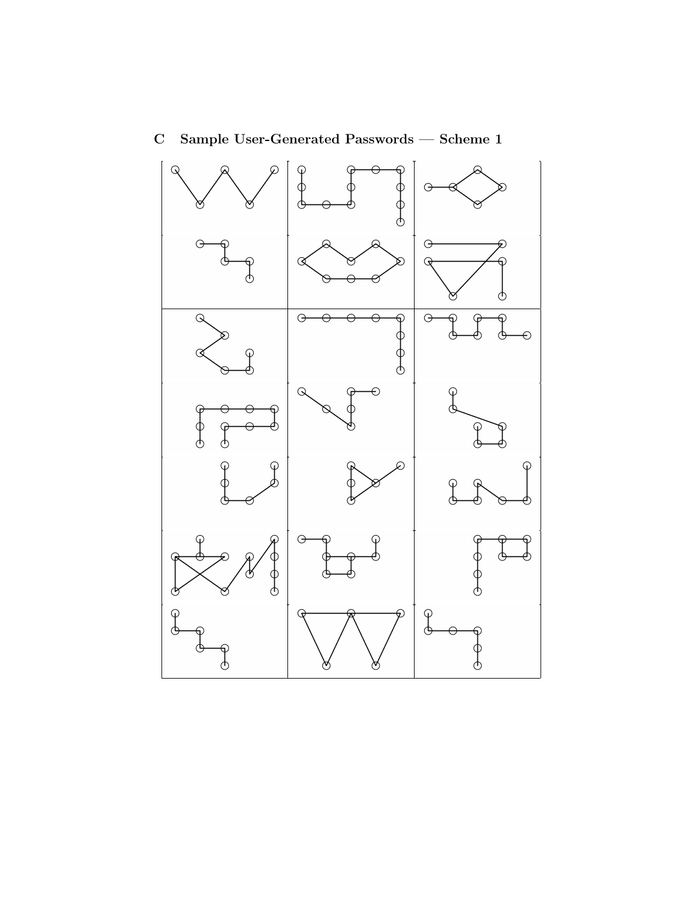## C Sample User-Generated Passwords — Scheme 1